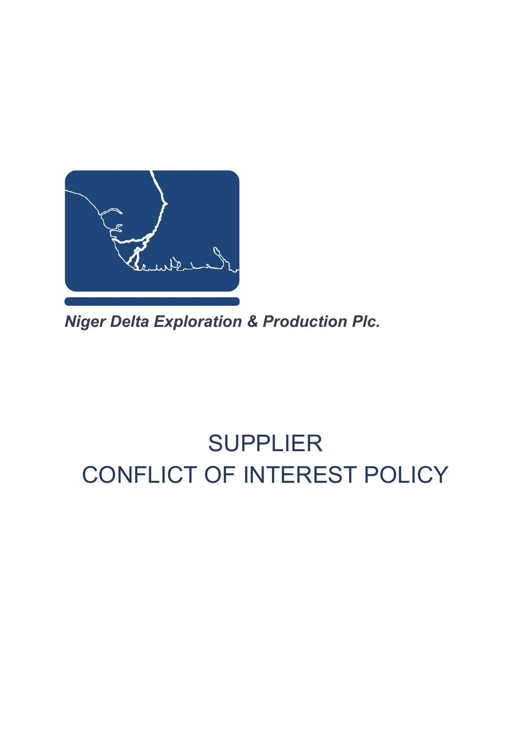*Niger Delta Exploration & Production Plc.*

# SUPPLIER CONFLICT OF INTEREST POLICY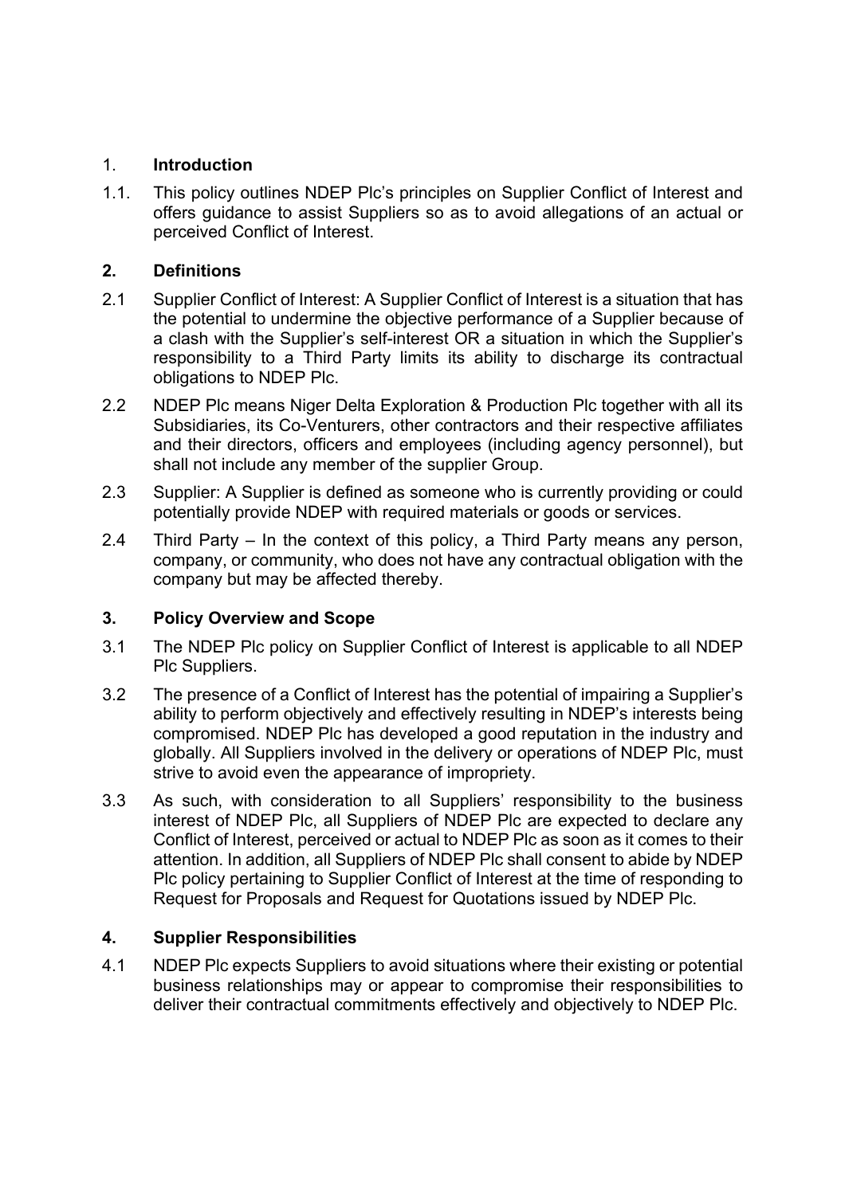## 1. **Introduction**

1.1. This policy outlines NDEP Plc's principles on Supplier Conflict of Interest and offers guidance to assist Suppliers so as to avoid allegations of an actual or perceived Conflict of Interest.

## 2. Definitions

2.1 Supplier Conflict of Interest: A Supplier Conflict of Interest is a situation that has the potential to undermine the objective performance of a Supplier because of a clash with the Supplier's self-interest OR a situation in which the Supplier's responsibility to a Third Party limits its ability to discharge its contractual obligations to NDEP Plc.

2.2 NDEP Plc means Niger Delta Exploration & Production Plc together with all its Subsidiaries, its Co-Venturers, other contractors and their respective affiliates and their directors, officers and employees (including agency personnel), but shall not include any member of the supplier Group.

2.3 Supplier: A Supplier is defined as someone who is currently providing or could potentially provide NDEP with required materials or goods or services.

2.4 Third Party – In the context of this policy, a Third Party means any person, company, or community, who does not have any contractual obligation with the company but may be affected thereby.

## 3. Policy Overview and Scope

3.1 The NDEP Plc policy on Supplier Conflict of Interest is applicable to all NDEP Plc Suppliers.

3.2 The presence of a Conflict of Interest has the potential of impairing a Supplier's ability to perform objectively and effectively resulting in NDEP's interests being compromised. NDEP Plc has developed a good reputation in the industry and globally. All Suppliers involved in the delivery or operations of NDEP Plc, must strive to avoid even the appearance of impropriety.

3.3 As such, with consideration to all Suppliers' responsibility to the business interest of NDEP Plc, all Suppliers of NDEP Plc are expected to declare any Conflict of Interest, perceived or actual to NDEP Plc as soon as it comes to their attention. In addition, all Suppliers of NDEP Plc shall consent to abide by NDEP Plc policy pertaining to Supplier Conflict of Interest at the time of responding to Request for Proposals and Request for Quotations issued by NDEP Plc.

## 4. Supplier Responsibilities

4.1 NDEP Plc expects Suppliers to avoid situations where their existing or potential business relationships may or appear to compromise their responsibilities to deliver their contractual commitments effectively and objectively to NDEP Plc.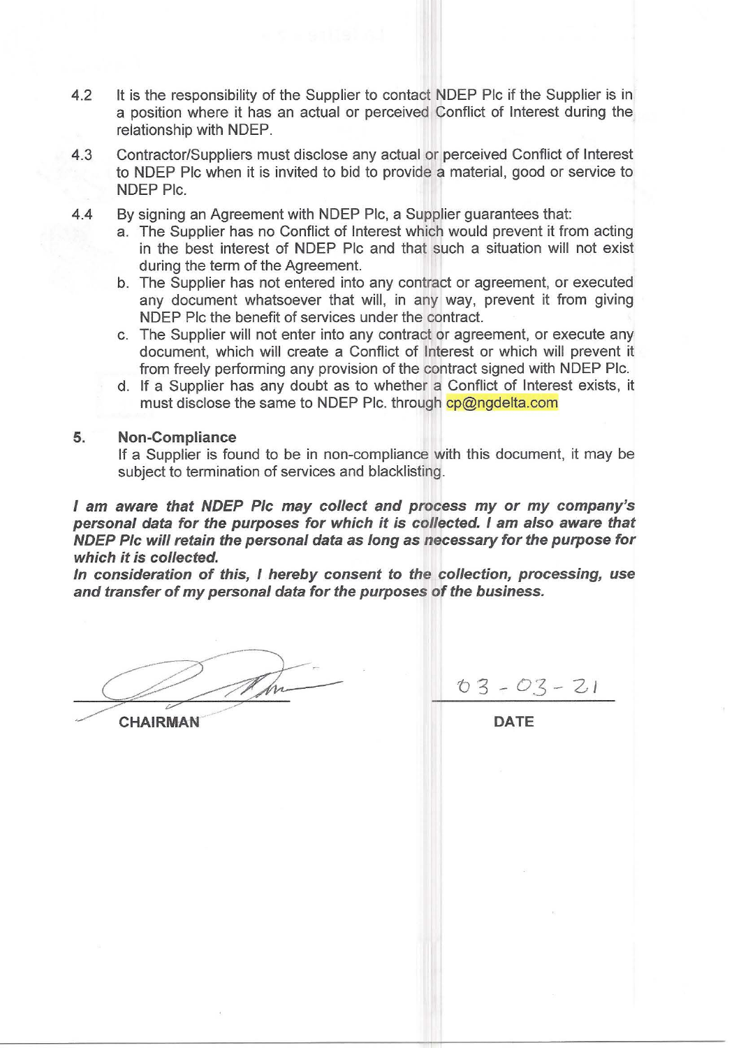4.2 It is the responsibility of the Supplier to contact NDEP Plc if the Supplier is in a position where it has an actual or perceived Conflict of Interest during the relationship with NDEP.

4.3 Contractor/Suppliers must disclose any actual or perceived Conflict of Interest to NDEP Plc when it is invited to bid to provide a material, good or service to NDEP Plc.

4.4 By signing an Agreement with NDEP Plc, a Supplier guarantees that:

a. The Supplier has no Conflict of Interest which would prevent it from acting in the best interest of NDEP Plc and that such a situation will not exist during the term of the Agreement.

b. The Supplier has not entered into any contract or agreement, or executed any document whatsoever that will, in any way, prevent it from giving NDEP Plc the benefit of services under the contract.

c. The Supplier will not enter into any contract or agreement, or execute any document, which will create a Conflict of Interest or which will prevent it from freely performing any provision of the contract signed with NDEP Plc.

d. If a Supplier has any doubt as to whether a Conflict of Interest exists, it must disclose the same to NDEP Plc. through cp@ngdelta.com

## 5. Non-Compliance

If a Supplier is found to be in non-compliance with this document, it may be subject to termination of services and blacklisting.

***I am aware that NDEP Plc may collect and process my or my company's personal data for the purposes for which it is collected. I am also aware that NDEP Plc will retain the personal data as long as necessary for the purpose for which it is collected.***

***In consideration of this, I hereby consent to the collection, processing, use and transfer of my personal data for the purposes of the business.***

CHAIRMAN

03 - 03 - 21

DATE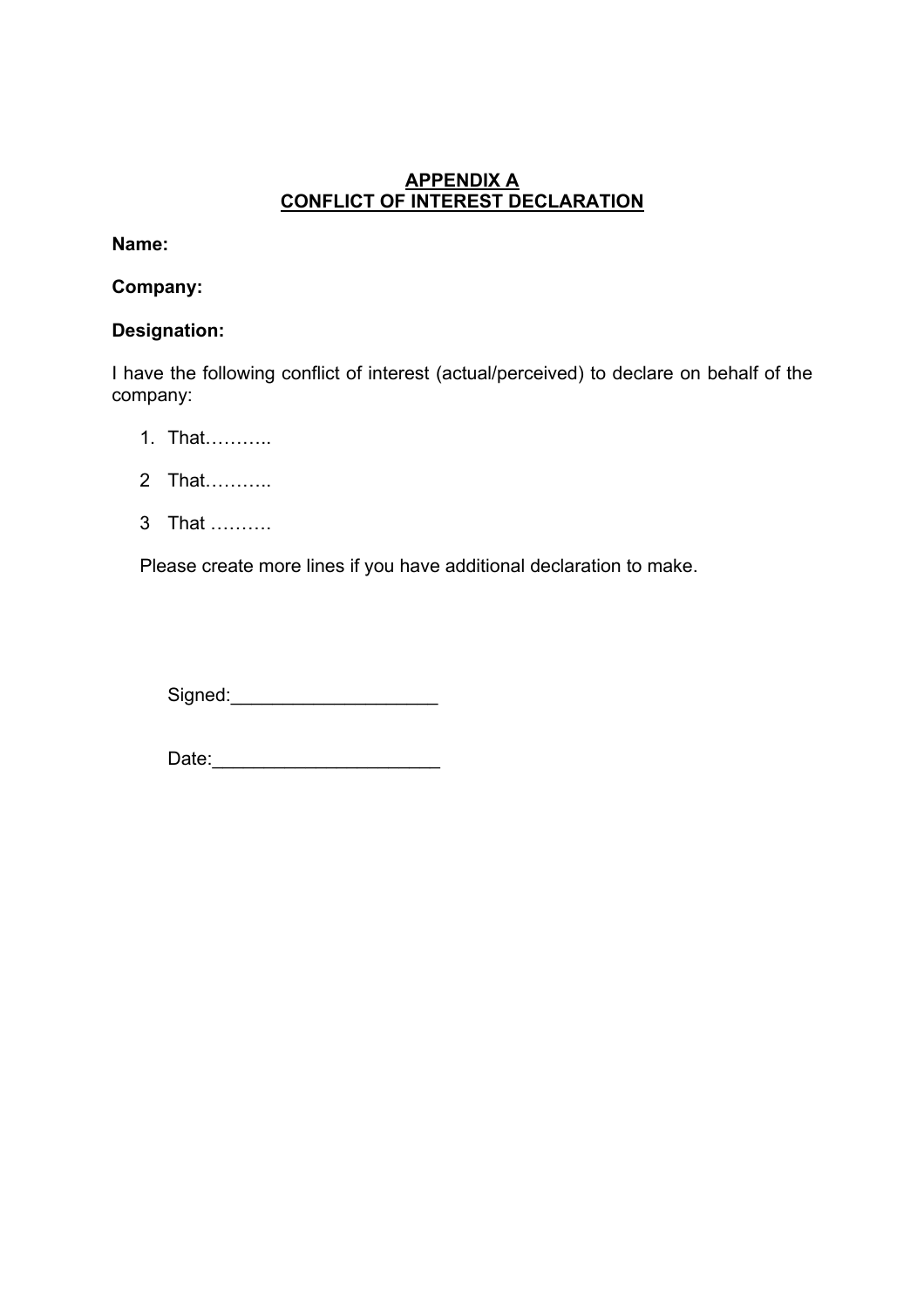**APPENDIX A**
**CONFLICT OF INTEREST DECLARATION**

**Name:**

**Company:**

**Designation:**

I have the following conflict of interest (actual/perceived) to declare on behalf of the company:

1. That………..
2. That………..
3. That ……….

Please create more lines if you have additional declaration to make.

Signed:____________________

Date:______________________